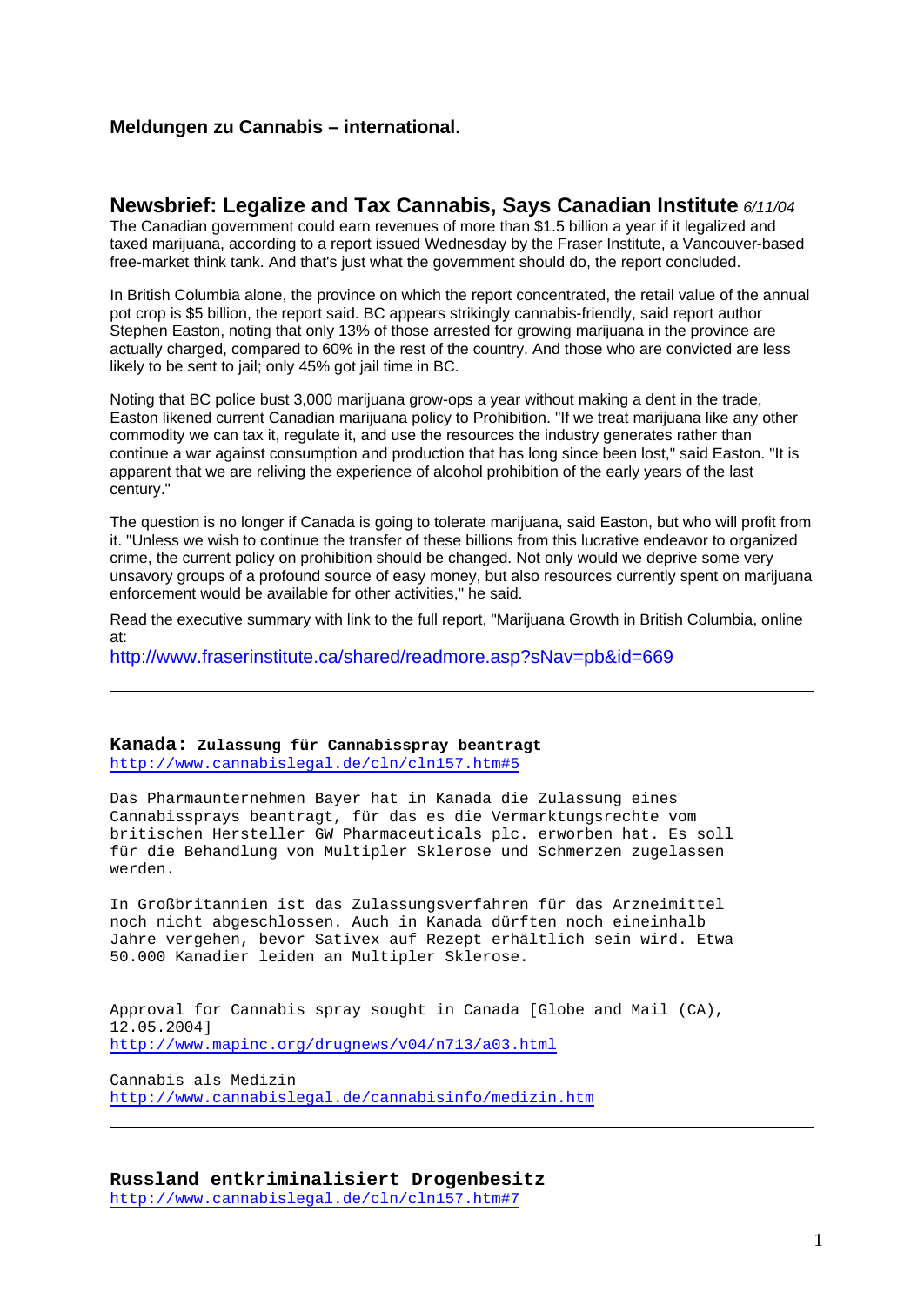# Meldungen zu Cannabis – international.

## Newsbrief: Legalize and Tax Cannabis, Says Canadian Institute *6/11/04*

The Canadian government could earn revenues of more than $1.5 billion a year if it legalized and taxed marijuana, according to a report issued Wednesday by the Fraser Institute, a Vancouver-based free-market think tank. And that's just what the government should do, the report concluded.

In British Columbia alone, the province on which the report concentrated, the retail value of the annual pot crop is $5 billion, the report said. BC appears strikingly cannabis-friendly, said report author Stephen Easton, noting that only 13% of those arrested for growing marijuana in the province are actually charged, compared to 60% in the rest of the country. And those who are convicted are less likely to be sent to jail; only 45% got jail time in BC.

Noting that BC police bust 3,000 marijuana grow-ops a year without making a dent in the trade, Easton likened current Canadian marijuana policy to Prohibition. "If we treat marijuana like any other commodity we can tax it, regulate it, and use the resources the industry generates rather than continue a war against consumption and production that has long since been lost," said Easton. "It is apparent that we are reliving the experience of alcohol prohibition of the early years of the last century."

The question is no longer if Canada is going to tolerate marijuana, said Easton, but who will profit from it. "Unless we wish to continue the transfer of these billions from this lucrative endeavor to organized crime, the current policy on prohibition should be changed. Not only would we deprive some very unsavory groups of a profound source of easy money, but also resources currently spent on marijuana enforcement would be available for other activities," he said.

Read the executive summary with link to the full report, "Marijuana Growth in British Columbia, online at:
http://www.fraserinstitute.ca/shared/readmore.asp?sNav=pb&id=669

---

### Kanada: Zulassung für Cannabisspray beantragt

http://www.cannabislegal.de/cln/cln157.htm#5

Das Pharmaunternehmen Bayer hat in Kanada die Zulassung eines Cannabissprays beantragt, für das es die Vermarktungsrechte vom britischen Hersteller GW Pharmaceuticals plc. erworben hat. Es soll für die Behandlung von Multipler Sklerose und Schmerzen zugelassen werden.

In Großbritannien ist das Zulassungsverfahren für das Arzneimittel noch nicht abgeschlossen. Auch in Kanada dürften noch eineinhalb Jahre vergehen, bevor Sativex auf Rezept erhältlich sein wird. Etwa 50.000 Kanadier leiden an Multipler Sklerose.

Approval for Cannabis spray sought in Canada [Globe and Mail (CA), 12.05.2004]
http://www.mapinc.org/drugnews/v04/n713/a03.html

Cannabis als Medizin
http://www.cannabislegal.de/cannabisinfo/medizin.htm

---

### Russland entkriminalisiert Drogenbesitz

http://www.cannabislegal.de/cln/cln157.htm#7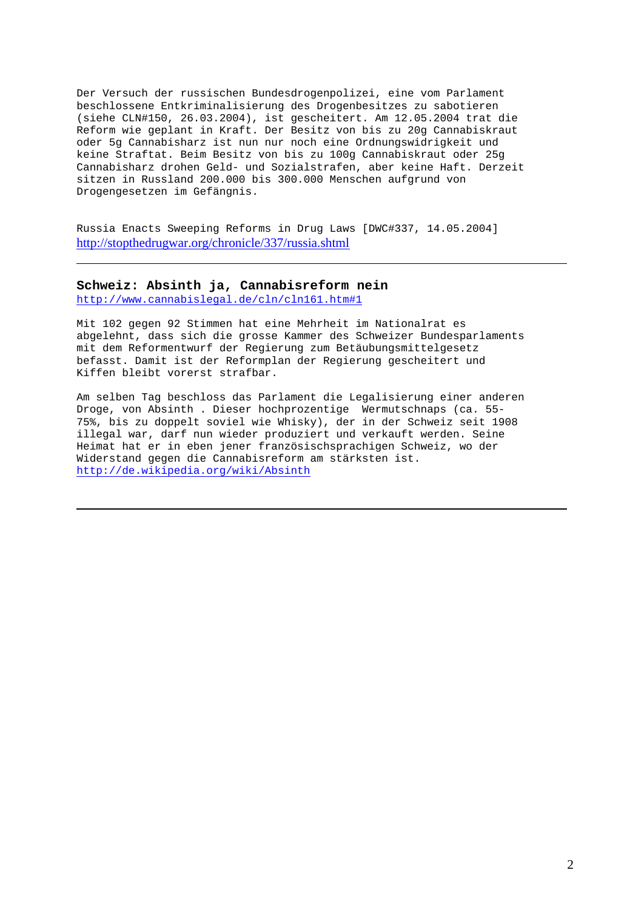Der Versuch der russischen Bundesdrogenpolizei, eine vom Parlament beschlossene Entkriminalisierung des Drogenbesitzes zu sabotieren (siehe CLN#150, 26.03.2004), ist gescheitert. Am 12.05.2004 trat die Reform wie geplant in Kraft. Der Besitz von bis zu 20g Cannabiskraut oder 5g Cannabisharz ist nun nur noch eine Ordnungswidrigkeit und keine Straftat. Beim Besitz von bis zu 100g Cannabiskraut oder 25g Cannabisharz drohen Geld- und Sozialstrafen, aber keine Haft. Derzeit sitzen in Russland 200.000 bis 300.000 Menschen aufgrund von Drogengesetzen im Gefängnis.

Russia Enacts Sweeping Reforms in Drug Laws [DWC#337, 14.05.2004]
http://stopthedrugwar.org/chronicle/337/russia.shtml

---

## Schweiz: Absinth ja, Cannabisreform nein

http://www.cannabislegal.de/cln/cln161.htm#1

Mit 102 gegen 92 Stimmen hat eine Mehrheit im Nationalrat es abgelehnt, dass sich die grosse Kammer des Schweizer Bundesparlaments mit dem Reformentwurf der Regierung zum Betäubungsmittelgesetz befasst. Damit ist der Reformplan der Regierung gescheitert und Kiffen bleibt vorerst strafbar.

Am selben Tag beschloss das Parlament die Legalisierung einer anderen Droge, von Absinth . Dieser hochprozentige Wermutschnaps (ca. 55-75%, bis zu doppelt soviel wie Whisky), der in der Schweiz seit 1908 illegal war, darf nun wieder produziert und verkauft werden. Seine Heimat hat er in eben jener französischsprachigen Schweiz, wo der Widerstand gegen die Cannabisreform am stärksten ist.
http://de.wikipedia.org/wiki/Absinth

---